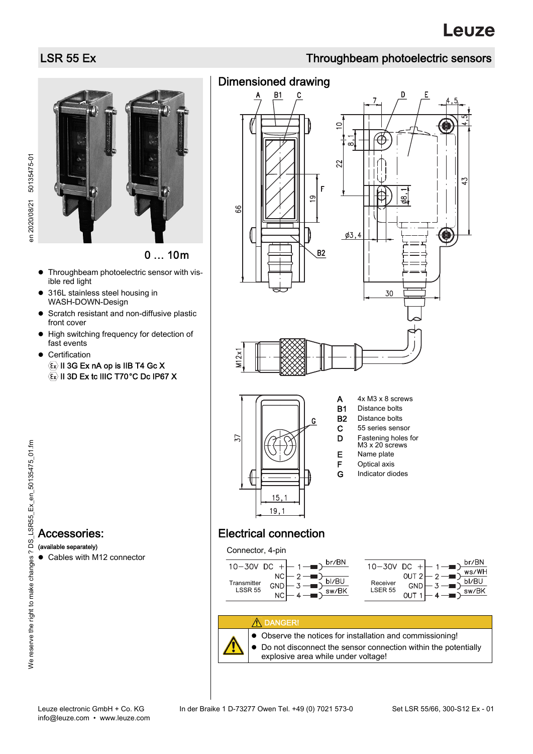# LSR 55 Ex

## Throughbeam photoelectric sensors

0 … 10m

- Throughbeam photoelectric sensor with visible red light
- 316L stainless steel housing in WASH-DOWN-Design
- Scratch resistant and non-diffusive plastic front cover
- High switching frequency for detection of fast events
- Certification
  Ex II 3G Ex nA op is IIB T4 Gc X
  Ex II 3D Ex tc IIIC T70°C Dc IP67 X

## Dimensioned drawing

| | |
|---|---|
| A | 4x M3 x 8 screws |
| B1 | Distance bolts |
| B2 | Distance bolts |
| C | 55 series sensor |
| D | Fastening holes for M3 x 20 screws |
| E | Name plate |
| F | Optical axis |
| G | Indicator diodes |

## Accessories:

(available separately)

- Cables with M12 connector

## Electrical connection

Connector, 4-pin

**Transmitter LSSR 55**

| Pin | Signal | Wire colour |
|---|---|---|
| 1 | 10−30V DC + | br/BN |
| 2 | NC | |
| 3 | GND | bl/BU |
| 4 | NC | sw/BK |

**Receiver LESR 55**

| Pin | Signal | Wire colour |
|---|---|---|
| 1 | 10−30V DC + | br/BN |
| 2 | OUT 2 | ws/WH |
| 3 | GND | bl/BU |
| 4 | OUT 1 | sw/BK |

**DANGER!**

- Observe the notices for installation and commissioning!
- Do not disconnect the sensor connection within the potentially explosive area while under voltage!

Leuze electronic GmbH + Co. KG In der Braike 1 D-73277 Owen Tel. +49 (0) 7021 573-0
info@leuze.com • www.leuze.com

Set LSR 55/66, 300-S12 Ex - 01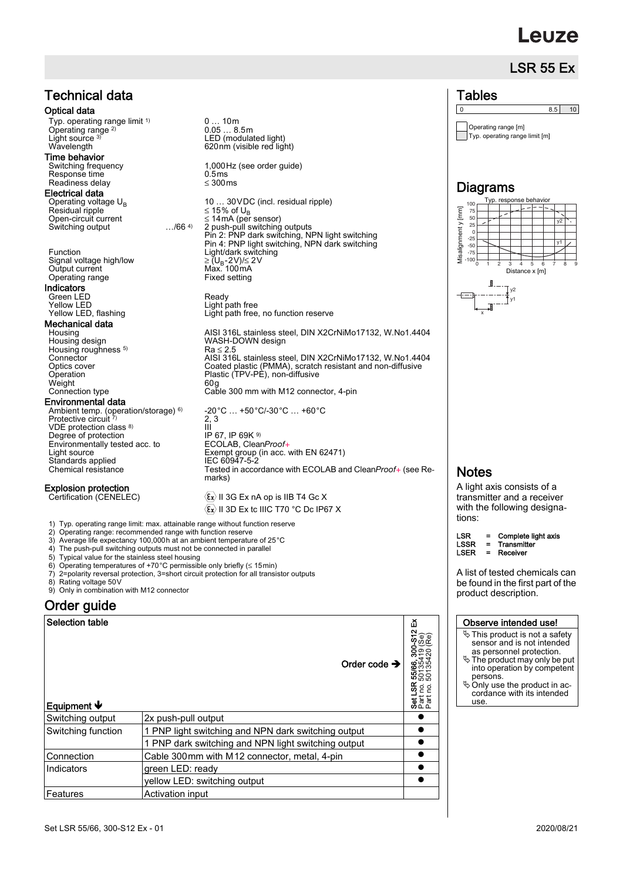# LSR 55 Ex

## Technical data

### Optical data

| | |
|---|---|
| Typ. operating range limit [1] | 0 … 10m |
| Operating range [2] | 0.05 … 8.5m |
| Light source [3] | LED (modulated light) |
| Wavelength | 620nm (visible red light) |

### Time behavior

| | |
|---|---|
| Switching frequency | 1,000Hz (see order guide) |
| Response time | 0.5ms |
| Readiness delay | ≤ 300ms |

### Electrical data

| | | |
|---|---|---|
| Operating voltage $U_B$ | | 10 … 30VDC (incl. residual ripple) |
| Residual ripple | | ≤ 15% of $U_B$ |
| Open-circuit current | | ≤ 14mA (per sensor) |
| Switching output | …/66 [4] | 2 push-pull switching outputs<br>Pin 2: PNP dark switching, NPN light switching<br>Pin 4: PNP light switching, NPN dark switching |
| Function | | Light/dark switching |
| Signal voltage high/low | | ≥ ($U_B$-2V)/≤ 2V |
| Output current | | Max. 100mA |
| Operating range | | Fixed setting |

### Indicators

| | |
|---|---|
| Green LED | Ready |
| Yellow LED | Light path free |
| Yellow LED, flashing | Light path free, no function reserve |

### Mechanical data

| | |
|---|---|
| Housing | AISI 316L stainless steel, DIN X2CrNiMo17132, W.No1.4404 |
| Housing design | WASH-DOWN design |
| Housing roughness [5] | Ra ≤ 2.5 |
| Connector | AISI 316L stainless steel, DIN X2CrNiMo17132, W.No1.4404 |
| Optics cover | Coated plastic (PMMA), scratch resistant and non-diffusive |
| Operation | Plastic (TPV-PE), non-diffusive |
| Weight | 60g |
| Connection type | Cable 300 mm with M12 connector, 4-pin |

### Environmental data

| | |
|---|---|
| Ambient temp. (operation/storage) [6] | -20°C … +50°C/-30°C … +60°C |
| Protective circuit [7] | 2, 3 |
| VDE protection class [8] | III |
| Degree of protection | IP 67, IP 69K [9] |
| Environmentally tested acc. to | ECOLAB, Clean*Proof+* |
| Light source | Exempt group (in acc. with EN 62471) |
| Standards applied | IEC 60947-5-2 |
| Chemical resistance | Tested in accordance with ECOLAB and Clean*Proof+* (see Remarks) |

### Explosion protection

| | |
|---|---|
| Certification (CENELEC) | Ex II 3G Ex nA op is IIB T4 Gc X<br>Ex II 3D Ex tc IIIC T70 °C Dc IP67 X |

1) Typ. operating range limit: max. attainable range without function reserve
2) Operating range: recommended range with function reserve
3) Average life expectancy 100,000h at an ambient temperature of 25°C
4) The push-pull switching outputs must not be connected in parallel
5) Typical value for the stainless steel housing
6) Operating temperatures of +70°C permissible only briefly (≤ 15min)
7) 2=polarity reversal protection, 3=short circuit protection for all transistor outputs
8) Rating voltage 50V
9) Only in combination with M12 connector

## Order guide

| Selection table<br><br>Equipment ↓ | Order code → | Set LSR 55/66, 300-S12 Ex<br>Part no. 50135419 (Se)<br>Part no. 50135420 (Re) |
|---|---|---|
| Switching output | 2x push-pull output | ● |
| Switching function | 1 PNP light switching and NPN dark switching output | ● |
| | 1 PNP dark switching and NPN light switching output | ● |
| Connection | Cable 300mm with M12 connector, metal, 4-pin | ● |
| Indicators | green LED: ready | ● |
| | yellow LED: switching output | ● |
| Features | Activation input | |

## Tables

| 0 | 8.5 | 10 |
|---|---|---|

Operating range [m]
Typ. operating range limit [m]

## Diagrams

Typ. response behavior

Misalignment y [mm] — Distance x [m]

## Notes

A light axis consists of a transmitter and a receiver with the following designations:

**LSR = Complete light axis**
**LSSR = Transmitter**
**LSER = Receiver**

A list of tested chemicals can be found in the first part of the product description.

**Observe intended use!**

- This product is not a safety sensor and is not intended as personnel protection.
- The product may only be put into operation by competent persons.
- Only use the product in accordance with its intended use.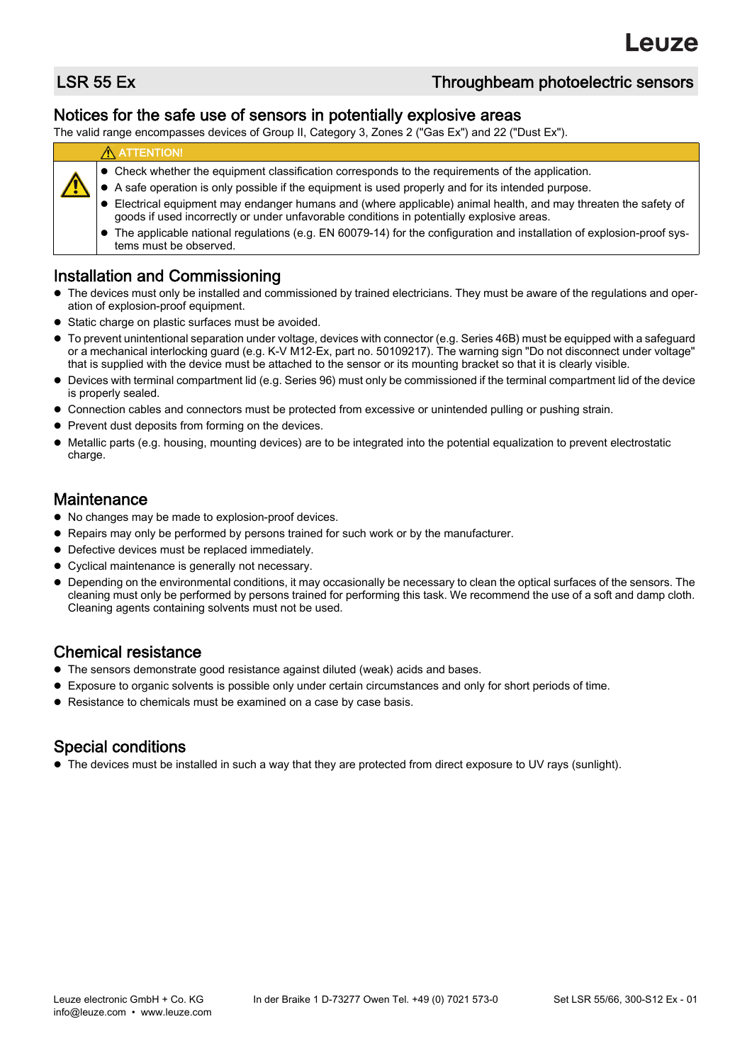# LSR 55 Ex — Throughbeam photoelectric sensors

## Notices for the safe use of sensors in potentially explosive areas

The valid range encompasses devices of Group II, Category 3, Zones 2 ("Gas Ex") and 22 ("Dust Ex").

> ⚠ **ATTENTION!**
>
> - Check whether the equipment classification corresponds to the requirements of the application.
> - A safe operation is only possible if the equipment is used properly and for its intended purpose.
> - Electrical equipment may endanger humans and (where applicable) animal health, and may threaten the safety of goods if used incorrectly or under unfavorable conditions in potentially explosive areas.
> - The applicable national regulations (e.g. EN 60079-14) for the configuration and installation of explosion-proof systems must be observed.

## Installation and Commissioning

- The devices must only be installed and commissioned by trained electricians. They must be aware of the regulations and operation of explosion-proof equipment.
- Static charge on plastic surfaces must be avoided.
- To prevent unintentional separation under voltage, devices with connector (e.g. Series 46B) must be equipped with a safeguard or a mechanical interlocking guard (e.g. K-V M12-Ex, part no. 50109217). The warning sign "Do not disconnect under voltage" that is supplied with the device must be attached to the sensor or its mounting bracket so that it is clearly visible.
- Devices with terminal compartment lid (e.g. Series 96) must only be commissioned if the terminal compartment lid of the device is properly sealed.
- Connection cables and connectors must be protected from excessive or unintended pulling or pushing strain.
- Prevent dust deposits from forming on the devices.
- Metallic parts (e.g. housing, mounting devices) are to be integrated into the potential equalization to prevent electrostatic charge.

## Maintenance

- No changes may be made to explosion-proof devices.
- Repairs may only be performed by persons trained for such work or by the manufacturer.
- Defective devices must be replaced immediately.
- Cyclical maintenance is generally not necessary.
- Depending on the environmental conditions, it may occasionally be necessary to clean the optical surfaces of the sensors. The cleaning must only be performed by persons trained for performing this task. We recommend the use of a soft and damp cloth. Cleaning agents containing solvents must not be used.

## Chemical resistance

- The sensors demonstrate good resistance against diluted (weak) acids and bases.
- Exposure to organic solvents is possible only under certain circumstances and only for short periods of time.
- Resistance to chemicals must be examined on a case by case basis.

## Special conditions

- The devices must be installed in such a way that they are protected from direct exposure to UV rays (sunlight).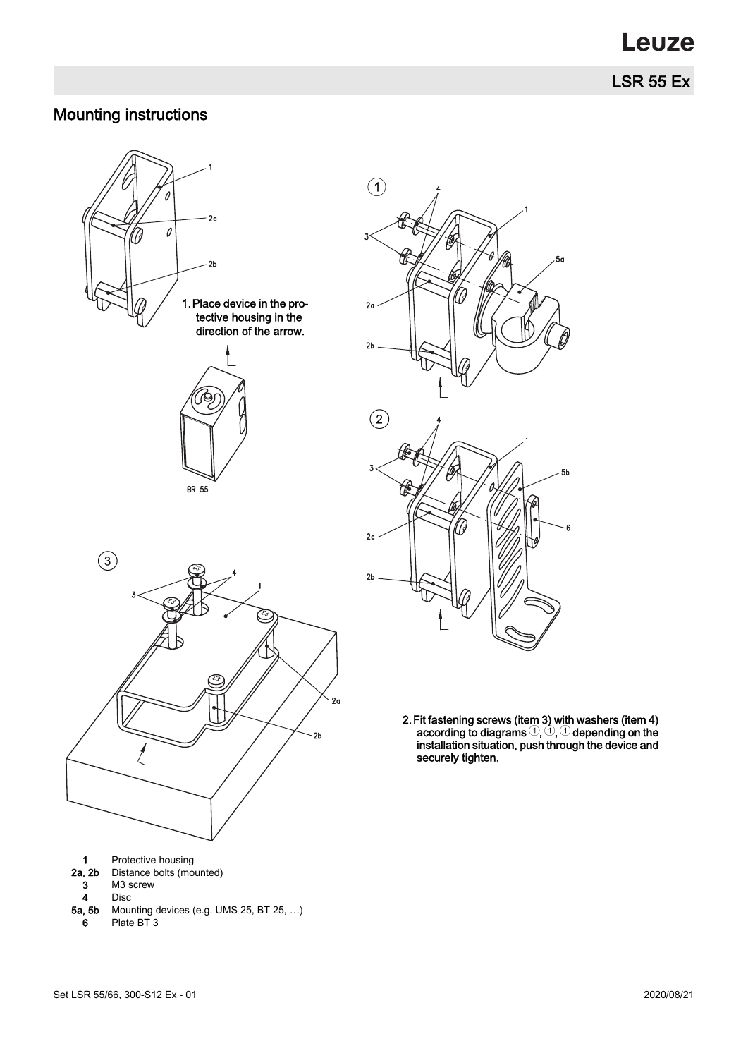## Mounting instructions

1. Place device in the protective housing in the direction of the arrow.

BR 55

2. Fit fastening screws (item 3) with washers (item 4) according to diagrams ①, ①, ① depending on the installation situation, push through the device and securely tighten.

- **1** Protective housing
- **2a, 2b** Distance bolts (mounted)
- **3** M3 screw
- **4** Disc
- **5a, 5b** Mounting devices (e.g. UMS 25, BT 25, …)
- **6** Plate BT 3